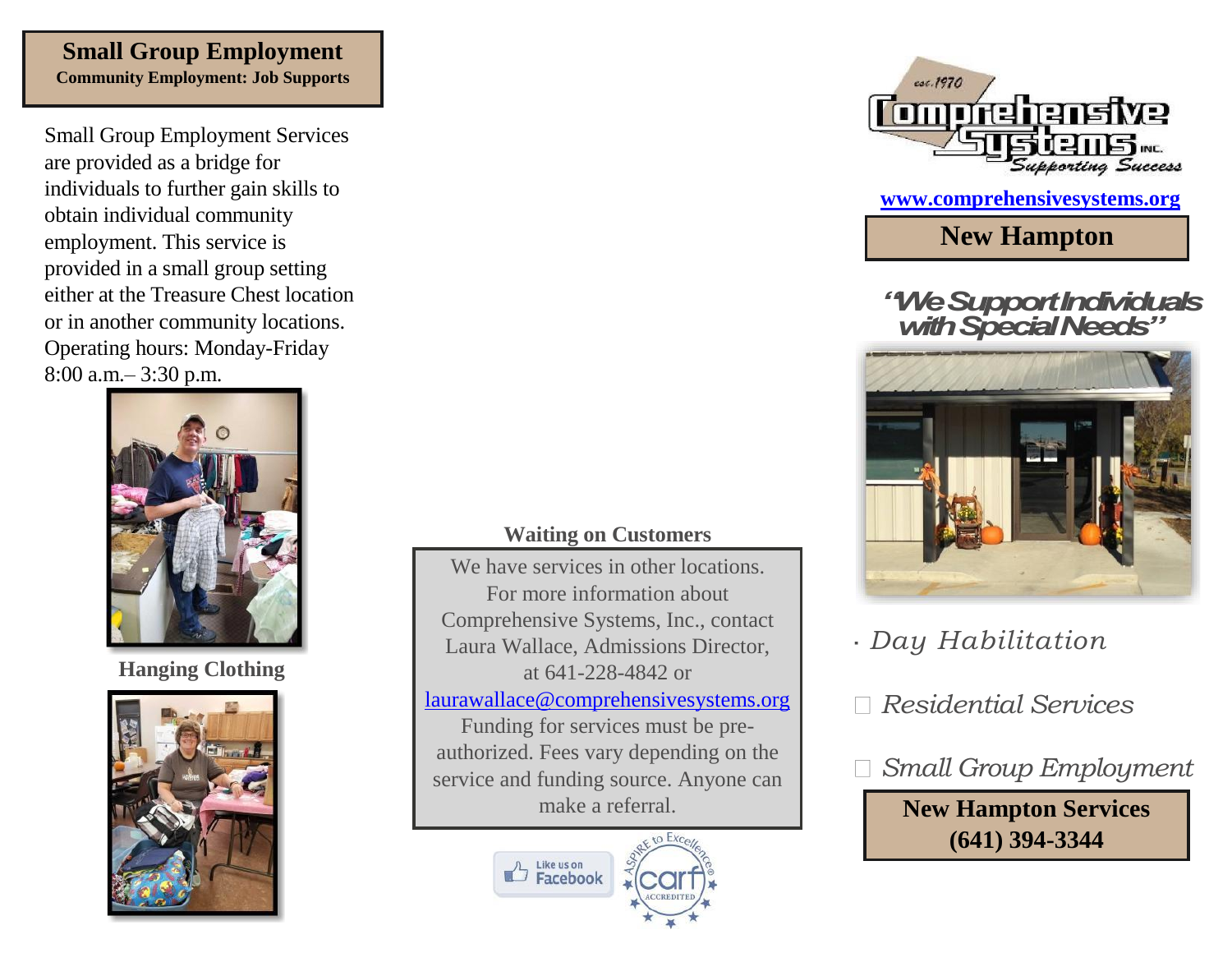## Small Group Employment

**Community Employment: Job Supports**

Small Group Employment Services are provided as a bridge for individuals to further gain skills to obtain individual community employment. This service is provided in a small group setting either at the Treasure Chest location or in another community locations. Operating hours: Monday-Friday 8:00 a.m.– 3:30 p.m.

**Hanging Clothing**

**Waiting on Customers**

We have services in other locations. For more information about Comprehensive Systems, Inc., contact Laura Wallace, Admissions Director, at 641-228-4842 or laurawallace@comprehensivesystems.org

Funding for services must be pre-authorized. Fees vary depending on the service and funding source. Anyone can make a referral.

Like us on Facebook

Aspire to Excellence® CARF ACCREDITED

est. 1970 Comprehensive Systems INC. Supporting Success

www.comprehensivesystems.org

## New Hampton

*"We Support Individuals with Special Needs"*

- *Day Habilitation*
- *Residential Services*
- *Small Group Employment*

**New Hampton Services (641) 394-3344**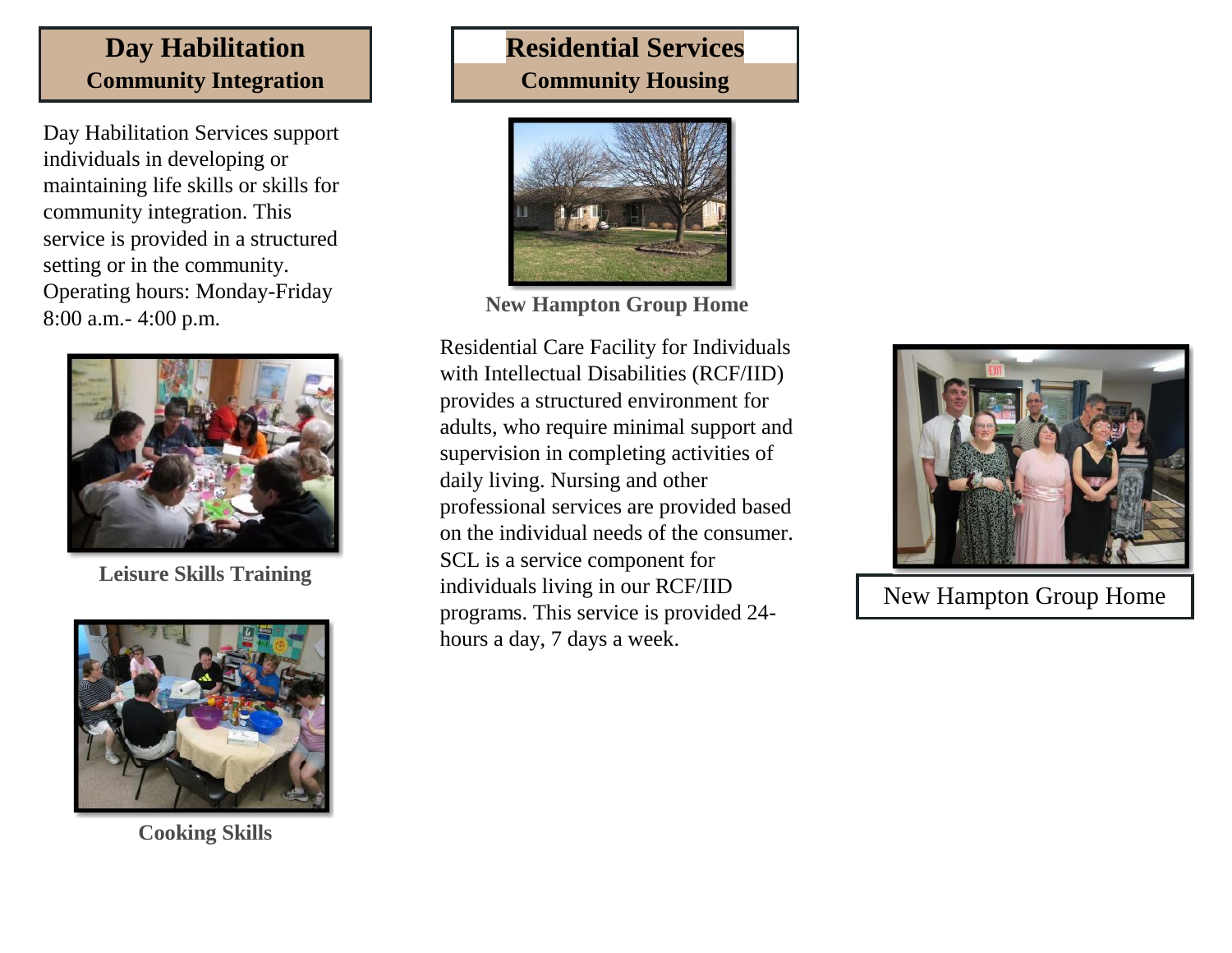## Day Habilitation
### Community Integration

Day Habilitation Services support individuals in developing or maintaining life skills or skills for community integration. This service is provided in a structured setting or in the community. Operating hours: Monday-Friday 8:00 a.m.- 4:00 p.m.

**Leisure Skills Training**

**Cooking Skills**

## Residential Services
### Community Housing

**New Hampton Group Home**

Residential Care Facility for Individuals with Intellectual Disabilities (RCF/IID) provides a structured environment for adults, who require minimal support and supervision in completing activities of daily living. Nursing and other professional services are provided based on the individual needs of the consumer. SCL is a service component for individuals living in our RCF/IID programs. This service is provided 24-hours a day, 7 days a week.

New Hampton Group Home